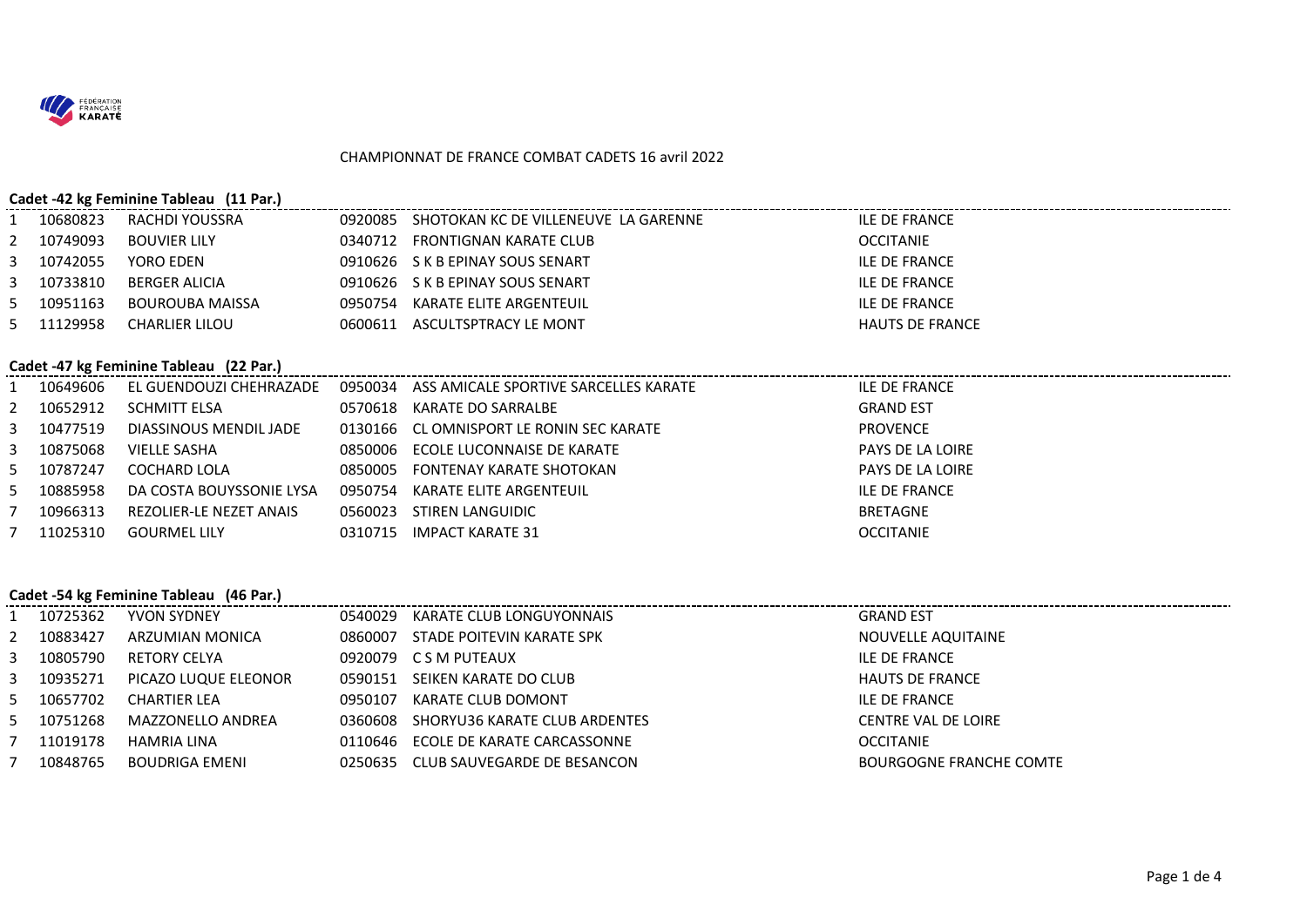CHAMPIONNAT DE FRANCE COMBAT CADETS 16 avril 2022

### Cadet -42 kg Feminine Tableau (11 Par.)

| | | | | | |
|---|---|---|---|---|---|
| 1 | 10680823 | RACHDI YOUSSRA | 0920085 | SHOTOKAN KC DE VILLENEUVE LA GARENNE | ILE DE FRANCE |
| 2 | 10749093 | BOUVIER LILY | 0340712 | FRONTIGNAN KARATE CLUB | OCCITANIE |
| 3 | 10742055 | YORO EDEN | 0910626 | S K B EPINAY SOUS SENART | ILE DE FRANCE |
| 3 | 10733810 | BERGER ALICIA | 0910626 | S K B EPINAY SOUS SENART | ILE DE FRANCE |
| 5 | 10951163 | BOUROUBA MAISSA | 0950754 | KARATE ELITE ARGENTEUIL | ILE DE FRANCE |
| 5 | 11129958 | CHARLIER LILOU | 0600611 | ASCULTSPTRACY LE MONT | HAUTS DE FRANCE |

### Cadet -47 kg Feminine Tableau (22 Par.)

| | | | | | |
|---|---|---|---|---|---|
| 1 | 10649606 | EL GUENDOUZI CHEHRAZADE | 0950034 | ASS AMICALE SPORTIVE SARCELLES KARATE | ILE DE FRANCE |
| 2 | 10652912 | SCHMITT ELSA | 0570618 | KARATE DO SARRALBE | GRAND EST |
| 3 | 10477519 | DIASSINOUS MENDIL JADE | 0130166 | CL OMNISPORT LE RONIN SEC KARATE | PROVENCE |
| 3 | 10875068 | VIELLE SASHA | 0850006 | ECOLE LUCONNAISE DE KARATE | PAYS DE LA LOIRE |
| 5 | 10787247 | COCHARD LOLA | 0850005 | FONTENAY KARATE SHOTOKAN | PAYS DE LA LOIRE |
| 5 | 10885958 | DA COSTA BOUYSSONIE LYSA | 0950754 | KARATE ELITE ARGENTEUIL | ILE DE FRANCE |
| 7 | 10966313 | REZOLIER-LE NEZET ANAIS | 0560023 | STIREN LANGUIDIC | BRETAGNE |
| 7 | 11025310 | GOURMEL LILY | 0310715 | IMPACT KARATE 31 | OCCITANIE |

### Cadet -54 kg Feminine Tableau (46 Par.)

| | | | | | |
|---|---|---|---|---|---|
| 1 | 10725362 | YVON SYDNEY | 0540029 | KARATE CLUB LONGUYONNAIS | GRAND EST |
| 2 | 10883427 | ARZUMIAN MONICA | 0860007 | STADE POITEVIN KARATE SPK | NOUVELLE AQUITAINE |
| 3 | 10805790 | RETORY CELYA | 0920079 | C S M PUTEAUX | ILE DE FRANCE |
| 3 | 10935271 | PICAZO LUQUE ELEONOR | 0590151 | SEIKEN KARATE DO CLUB | HAUTS DE FRANCE |
| 5 | 10657702 | CHARTIER LEA | 0950107 | KARATE CLUB DOMONT | ILE DE FRANCE |
| 5 | 10751268 | MAZZONELLO ANDREA | 0360608 | SHORYU36 KARATE CLUB ARDENTES | CENTRE VAL DE LOIRE |
| 7 | 11019178 | HAMRIA LINA | 0110646 | ECOLE DE KARATE CARCASSONNE | OCCITANIE |
| 7 | 10848765 | BOUDRIGA EMENI | 0250635 | CLUB SAUVEGARDE DE BESANCON | BOURGOGNE FRANCHE COMTE |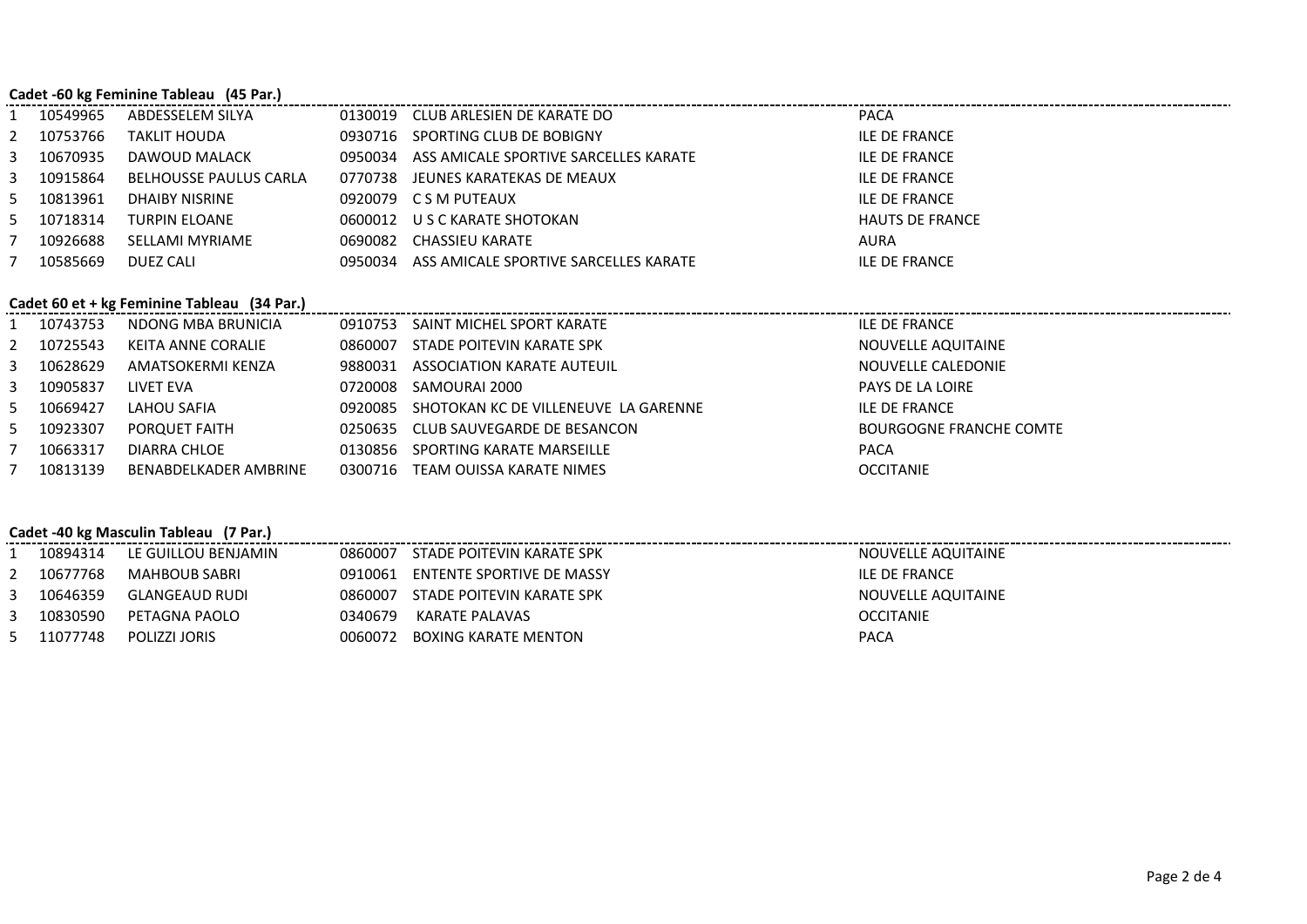**Cadet -60 kg Feminine Tableau (45 Par.)**

| | | | | | |
|---|---|---|---|---|---|
| 1 | 10549965 | ABDESSELEM SILYA | 0130019 | CLUB ARLESIEN DE KARATE DO | PACA |
| 2 | 10753766 | TAKLIT HOUDA | 0930716 | SPORTING CLUB DE BOBIGNY | ILE DE FRANCE |
| 3 | 10670935 | DAWOUD MALACK | 0950034 | ASS AMICALE SPORTIVE SARCELLES KARATE | ILE DE FRANCE |
| 3 | 10915864 | BELHOUSSE PAULUS CARLA | 0770738 | JEUNES KARATEKAS DE MEAUX | ILE DE FRANCE |
| 5 | 10813961 | DHAIBY NISRINE | 0920079 | C S M PUTEAUX | ILE DE FRANCE |
| 5 | 10718314 | TURPIN ELOANE | 0600012 | U S C KARATE SHOTOKAN | HAUTS DE FRANCE |
| 7 | 10926688 | SELLAMI MYRIAME | 0690082 | CHASSIEU KARATE | AURA |
| 7 | 10585669 | DUEZ CALI | 0950034 | ASS AMICALE SPORTIVE SARCELLES KARATE | ILE DE FRANCE |

**Cadet 60 et + kg Feminine Tableau (34 Par.)**

| | | | | | |
|---|---|---|---|---|---|
| 1 | 10743753 | NDONG MBA BRUNICIA | 0910753 | SAINT MICHEL SPORT KARATE | ILE DE FRANCE |
| 2 | 10725543 | KEITA ANNE CORALIE | 0860007 | STADE POITEVIN KARATE SPK | NOUVELLE AQUITAINE |
| 3 | 10628629 | AMATSOKERMI KENZA | 9880031 | ASSOCIATION KARATE AUTEUIL | NOUVELLE CALEDONIE |
| 3 | 10905837 | LIVET EVA | 0720008 | SAMOURAI 2000 | PAYS DE LA LOIRE |
| 5 | 10669427 | LAHOU SAFIA | 0920085 | SHOTOKAN KC DE VILLENEUVE LA GARENNE | ILE DE FRANCE |
| 5 | 10923307 | PORQUET FAITH | 0250635 | CLUB SAUVEGARDE DE BESANCON | BOURGOGNE FRANCHE COMTE |
| 7 | 10663317 | DIARRA CHLOE | 0130856 | SPORTING KARATE MARSEILLE | PACA |
| 7 | 10813139 | BENABDELKADER AMBRINE | 0300716 | TEAM OUISSA KARATE NIMES | OCCITANIE |

**Cadet -40 kg Masculin Tableau (7 Par.)**

| | | | | | |
|---|---|---|---|---|---|
| 1 | 10894314 | LE GUILLOU BENJAMIN | 0860007 | STADE POITEVIN KARATE SPK | NOUVELLE AQUITAINE |
| 2 | 10677768 | MAHBOUB SABRI | 0910061 | ENTENTE SPORTIVE DE MASSY | ILE DE FRANCE |
| 3 | 10646359 | GLANGEAUD RUDI | 0860007 | STADE POITEVIN KARATE SPK | NOUVELLE AQUITAINE |
| 3 | 10830590 | PETAGNA PAOLO | 0340679 | KARATE PALAVAS | OCCITANIE |
| 5 | 11077748 | POLIZZI JORIS | 0060072 | BOXING KARATE MENTON | PACA |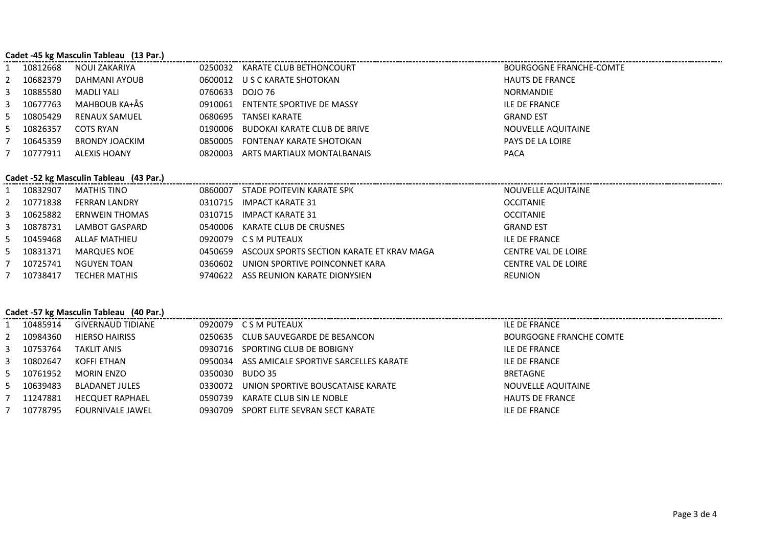### Cadet -45 kg Masculin Tableau (13 Par.)

| Place | Licence | Nom | Code club | Club | Ligue |
|---|---|---|---|---|---|
| 1 | 10812668 | NOUI ZAKARIYA | 0250032 | KARATE CLUB BETHONCOURT | BOURGOGNE FRANCHE-COMTE |
| 2 | 10682379 | DAHMANI AYOUB | 0600012 | U S C KARATE SHOTOKAN | HAUTS DE FRANCE |
| 3 | 10885580 | MADLI YALI | 0760633 | DOJO 76 | NORMANDIE |
| 3 | 10677763 | MAHBOUB KA+ÅS | 0910061 | ENTENTE SPORTIVE DE MASSY | ILE DE FRANCE |
| 5 | 10805429 | RENAUX SAMUEL | 0680695 | TANSEI KARATE | GRAND EST |
| 5 | 10826357 | COTS RYAN | 0190006 | BUDOKAI KARATE CLUB DE BRIVE | NOUVELLE AQUITAINE |
| 7 | 10645359 | BRONDY JOACKIM | 0850005 | FONTENAY KARATE SHOTOKAN | PAYS DE LA LOIRE |
| 7 | 10777911 | ALEXIS HOANY | 0820003 | ARTS MARTIAUX MONTALBANAIS | PACA |

### Cadet -52 kg Masculin Tableau (43 Par.)

| Place | Licence | Nom | Code club | Club | Ligue |
|---|---|---|---|---|---|
| 1 | 10832907 | MATHIS TINO | 0860007 | STADE POITEVIN KARATE SPK | NOUVELLE AQUITAINE |
| 2 | 10771838 | FERRAN LANDRY | 0310715 | IMPACT KARATE 31 | OCCITANIE |
| 3 | 10625882 | ERNWEIN THOMAS | 0310715 | IMPACT KARATE 31 | OCCITANIE |
| 3 | 10878731 | LAMBOT GASPARD | 0540006 | KARATE CLUB DE CRUSNES | GRAND EST |
| 5 | 10459468 | ALLAF MATHIEU | 0920079 | C S M PUTEAUX | ILE DE FRANCE |
| 5 | 10831371 | MARQUES NOE | 0450659 | ASCOUX SPORTS SECTION KARATE ET KRAV MAGA | CENTRE VAL DE LOIRE |
| 7 | 10725741 | NGUYEN TOAN | 0360602 | UNION SPORTIVE POINCONNET KARA | CENTRE VAL DE LOIRE |
| 7 | 10738417 | TECHER MATHIS | 9740622 | ASS REUNION KARATE DIONYSIEN | REUNION |

### Cadet -57 kg Masculin Tableau (40 Par.)

| Place | Licence | Nom | Code club | Club | Ligue |
|---|---|---|---|---|---|
| 1 | 10485914 | GIVERNAUD TIDIANE | 0920079 | C S M PUTEAUX | ILE DE FRANCE |
| 2 | 10984360 | HIERSO HAIRISS | 0250635 | CLUB SAUVEGARDE DE BESANCON | BOURGOGNE FRANCHE COMTE |
| 3 | 10753764 | TAKLIT ANIS | 0930716 | SPORTING CLUB DE BOBIGNY | ILE DE FRANCE |
| 3 | 10802647 | KOFFI ETHAN | 0950034 | ASS AMICALE SPORTIVE SARCELLES KARATE | ILE DE FRANCE |
| 5 | 10761952 | MORIN ENZO | 0350030 | BUDO 35 | BRETAGNE |
| 5 | 10639483 | BLADANET JULES | 0330072 | UNION SPORTIVE BOUSCATAISE KARATE | NOUVELLE AQUITAINE |
| 7 | 11247881 | HECQUET RAPHAEL | 0590739 | KARATE CLUB SIN LE NOBLE | HAUTS DE FRANCE |
| 7 | 10778795 | FOURNIVALE JAWEL | 0930709 | SPORT ELITE SEVRAN SECT KARATE | ILE DE FRANCE |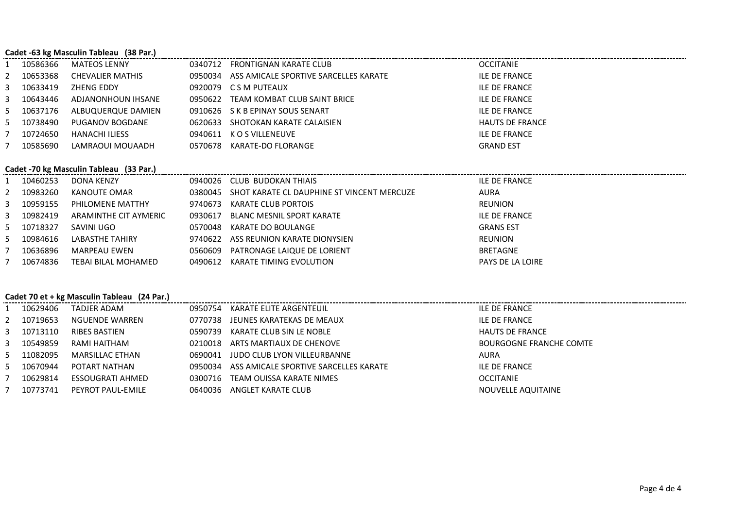**Cadet -63 kg Masculin Tableau (38 Par.)**

| | | | | | |
|---|---|---|---|---|---|
| 1 | 10586366 | MATEOS LENNY | 0340712 | FRONTIGNAN KARATE CLUB | OCCITANIE |
| 2 | 10653368 | CHEVALIER MATHIS | 0950034 | ASS AMICALE SPORTIVE SARCELLES KARATE | ILE DE FRANCE |
| 3 | 10633419 | ZHENG EDDY | 0920079 | C S M PUTEAUX | ILE DE FRANCE |
| 3 | 10643446 | ADJANONHOUN IHSANE | 0950622 | TEAM KOMBAT CLUB SAINT BRICE | ILE DE FRANCE |
| 5 | 10637176 | ALBUQUERQUE DAMIEN | 0910626 | S K B EPINAY SOUS SENART | ILE DE FRANCE |
| 5 | 10738490 | PUGANOV BOGDANE | 0620633 | SHOTOKAN KARATE CALAISIEN | HAUTS DE FRANCE |
| 7 | 10724650 | HANACHI ILIESS | 0940611 | K O S VILLENEUVE | ILE DE FRANCE |
| 7 | 10585690 | LAMRAOUI MOUAADH | 0570678 | KARATE-DO FLORANGE | GRAND EST |

**Cadet -70 kg Masculin Tableau (33 Par.)**

| | | | | | |
|---|---|---|---|---|---|
| 1 | 10460253 | DONA KENZY | 0940026 | CLUB BUDOKAN THIAIS | ILE DE FRANCE |
| 2 | 10983260 | KANOUTE OMAR | 0380045 | SHOT KARATE CL DAUPHINE ST VINCENT MERCUZE | AURA |
| 3 | 10959155 | PHILOMENE MATTHY | 9740673 | KARATE CLUB PORTOIS | REUNION |
| 3 | 10982419 | ARAMINTHE CIT AYMERIC | 0930617 | BLANC MESNIL SPORT KARATE | ILE DE FRANCE |
| 5 | 10718327 | SAVINI UGO | 0570048 | KARATE DO BOULANGE | GRANS EST |
| 5 | 10984616 | LABASTHE TAHIRY | 9740622 | ASS REUNION KARATE DIONYSIEN | REUNION |
| 7 | 10636896 | MARPEAU EWEN | 0560609 | PATRONAGE LAIQUE DE LORIENT | BRETAGNE |
| 7 | 10674836 | TEBAI BILAL MOHAMED | 0490612 | KARATE TIMING EVOLUTION | PAYS DE LA LOIRE |

**Cadet 70 et + kg Masculin Tableau (24 Par.)**

| | | | | | |
|---|---|---|---|---|---|
| 1 | 10629406 | TADJER ADAM | 0950754 | KARATE ELITE ARGENTEUIL | ILE DE FRANCE |
| 2 | 10719653 | NGUENDE WARREN | 0770738 | JEUNES KARATEKAS DE MEAUX | ILE DE FRANCE |
| 3 | 10713110 | RIBES BASTIEN | 0590739 | KARATE CLUB SIN LE NOBLE | HAUTS DE FRANCE |
| 3 | 10549859 | RAMI HAITHAM | 0210018 | ARTS MARTIAUX DE CHENOVE | BOURGOGNE FRANCHE COMTE |
| 5 | 11082095 | MARSILLAC ETHAN | 0690041 | JUDO CLUB LYON VILLEURBANNE | AURA |
| 5 | 10670944 | POTART NATHAN | 0950034 | ASS AMICALE SPORTIVE SARCELLES KARATE | ILE DE FRANCE |
| 7 | 10629814 | ESSOUGRATI AHMED | 0300716 | TEAM OUISSA KARATE NIMES | OCCITANIE |
| 7 | 10773741 | PEYROT PAUL-EMILE | 0640036 | ANGLET KARATE CLUB | NOUVELLE AQUITAINE |